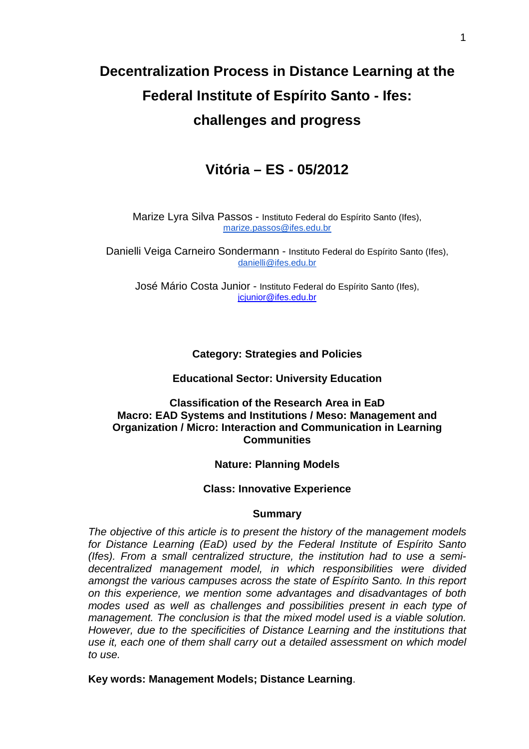# Decentralization Process in Distance Learning at the Federal Institute of Espírito Santo - Ifes: challenges and progress

## Vitória – ES - 05/2012

Marize Lyra Silva Passos - Instituto Federal do Espírito Santo (Ifes), marize.passos@ifes.edu.br

Danielli Veiga Carneiro Sondermann - Instituto Federal do Espírito Santo (Ifes), danielli@ifes.edu.br

José Mário Costa Junior - Instituto Federal do Espírito Santo (Ifes), jcjunior@ifes.edu.br

**Category: Strategies and Policies**

**Educational Sector: University Education**

**Classification of the Research Area in EaD**
**Macro: EAD Systems and Institutions / Meso: Management and Organization / Micro: Interaction and Communication in Learning Communities**

**Nature: Planning Models**

**Class: Innovative Experience**

### Summary

*The objective of this article is to present the history of the management models for Distance Learning (EaD) used by the Federal Institute of Espírito Santo (Ifes). From a small centralized structure, the institution had to use a semi-decentralized management model, in which responsibilities were divided amongst the various campuses across the state of Espírito Santo. In this report on this experience, we mention some advantages and disadvantages of both modes used as well as challenges and possibilities present in each type of management. The conclusion is that the mixed model used is a viable solution. However, due to the specificities of Distance Learning and the institutions that use it, each one of them shall carry out a detailed assessment on which model to use.*

**Key words: Management Models; Distance Learning**.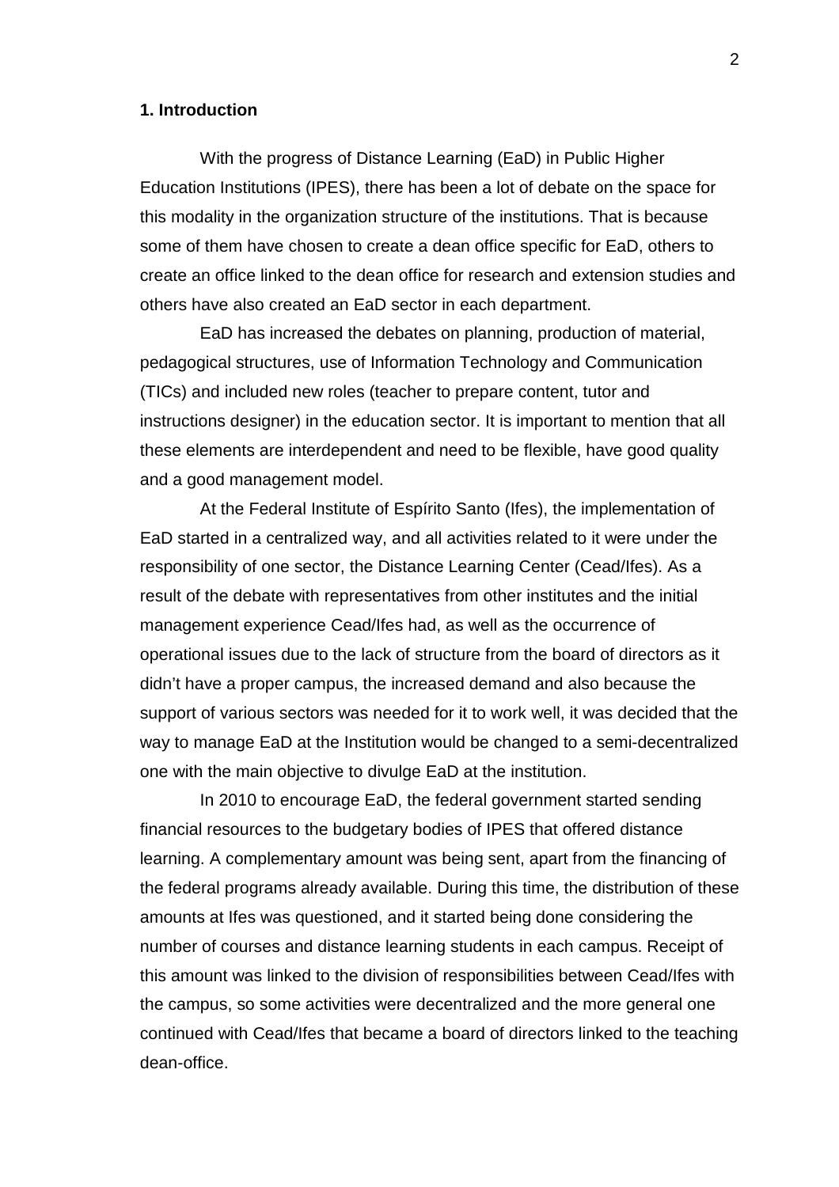## 1. Introduction

With the progress of Distance Learning (EaD) in Public Higher Education Institutions (IPES), there has been a lot of debate on the space for this modality in the organization structure of the institutions. That is because some of them have chosen to create a dean office specific for EaD, others to create an office linked to the dean office for research and extension studies and others have also created an EaD sector in each department.

EaD has increased the debates on planning, production of material, pedagogical structures, use of Information Technology and Communication (TICs) and included new roles (teacher to prepare content, tutor and instructions designer) in the education sector. It is important to mention that all these elements are interdependent and need to be flexible, have good quality and a good management model.

At the Federal Institute of Espírito Santo (Ifes), the implementation of EaD started in a centralized way, and all activities related to it were under the responsibility of one sector, the Distance Learning Center (Cead/Ifes). As a result of the debate with representatives from other institutes and the initial management experience Cead/Ifes had, as well as the occurrence of operational issues due to the lack of structure from the board of directors as it didn't have a proper campus, the increased demand and also because the support of various sectors was needed for it to work well, it was decided that the way to manage EaD at the Institution would be changed to a semi-decentralized one with the main objective to divulge EaD at the institution.

In 2010 to encourage EaD, the federal government started sending financial resources to the budgetary bodies of IPES that offered distance learning. A complementary amount was being sent, apart from the financing of the federal programs already available. During this time, the distribution of these amounts at Ifes was questioned, and it started being done considering the number of courses and distance learning students in each campus. Receipt of this amount was linked to the division of responsibilities between Cead/Ifes with the campus, so some activities were decentralized and the more general one continued with Cead/Ifes that became a board of directors linked to the teaching dean-office.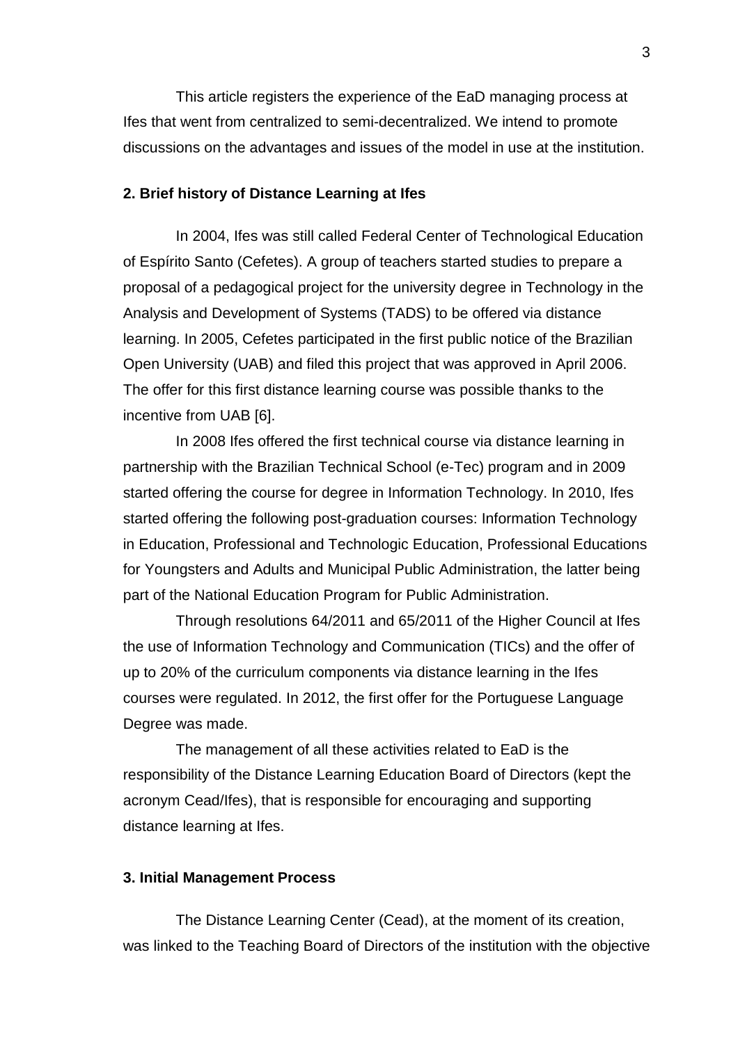This article registers the experience of the EaD managing process at Ifes that went from centralized to semi-decentralized. We intend to promote discussions on the advantages and issues of the model in use at the institution.

## 2. Brief history of Distance Learning at Ifes

In 2004, Ifes was still called Federal Center of Technological Education of Espírito Santo (Cefetes). A group of teachers started studies to prepare a proposal of a pedagogical project for the university degree in Technology in the Analysis and Development of Systems (TADS) to be offered via distance learning. In 2005, Cefetes participated in the first public notice of the Brazilian Open University (UAB) and filed this project that was approved in April 2006. The offer for this first distance learning course was possible thanks to the incentive from UAB [6].

In 2008 Ifes offered the first technical course via distance learning in partnership with the Brazilian Technical School (e-Tec) program and in 2009 started offering the course for degree in Information Technology. In 2010, Ifes started offering the following post-graduation courses: Information Technology in Education, Professional and Technologic Education, Professional Educations for Youngsters and Adults and Municipal Public Administration, the latter being part of the National Education Program for Public Administration.

Through resolutions 64/2011 and 65/2011 of the Higher Council at Ifes the use of Information Technology and Communication (TICs) and the offer of up to 20% of the curriculum components via distance learning in the Ifes courses were regulated. In 2012, the first offer for the Portuguese Language Degree was made.

The management of all these activities related to EaD is the responsibility of the Distance Learning Education Board of Directors (kept the acronym Cead/Ifes), that is responsible for encouraging and supporting distance learning at Ifes.

## 3. Initial Management Process

The Distance Learning Center (Cead), at the moment of its creation, was linked to the Teaching Board of Directors of the institution with the objective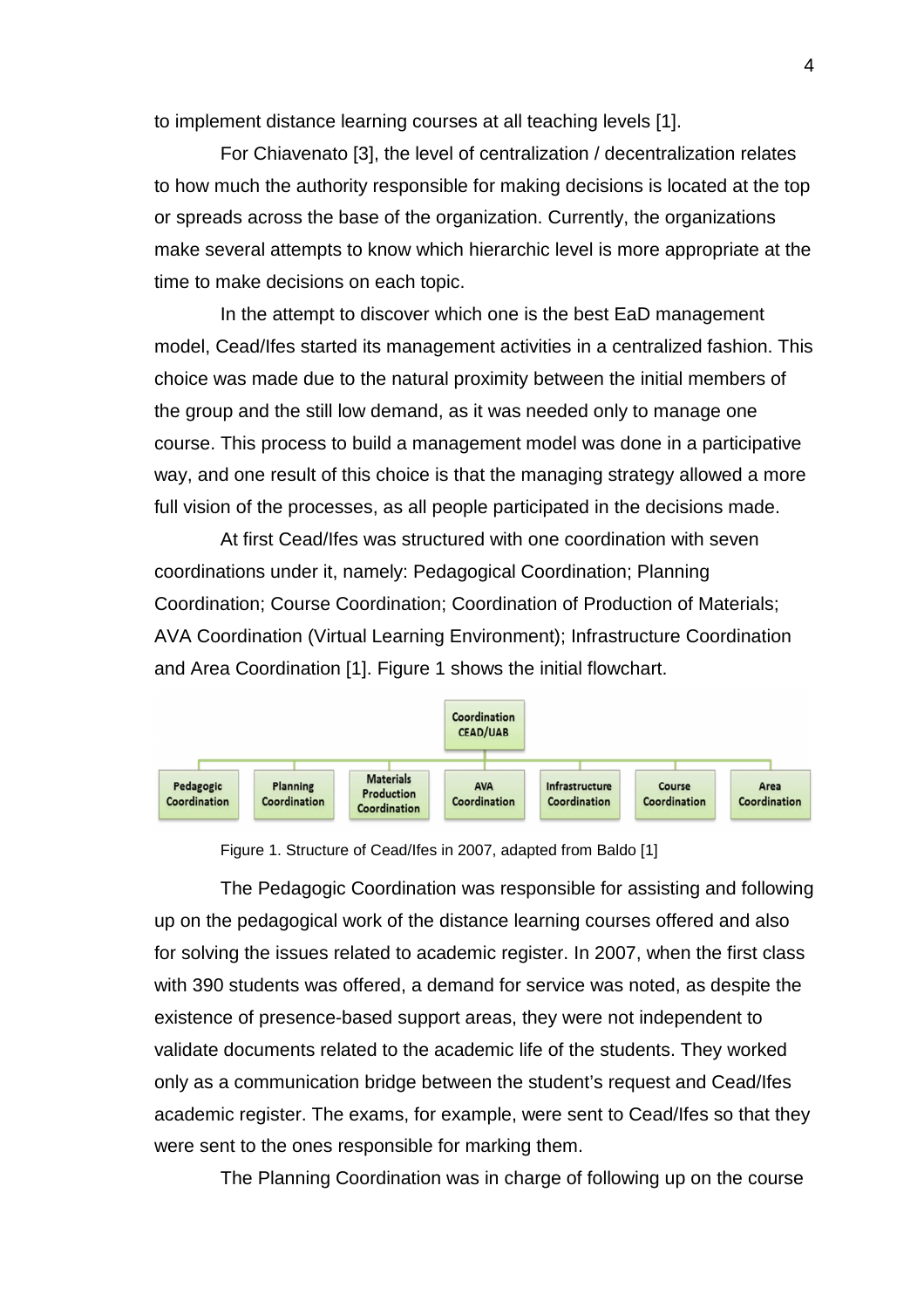to implement distance learning courses at all teaching levels [1].

For Chiavenato [3], the level of centralization / decentralization relates to how much the authority responsible for making decisions is located at the top or spreads across the base of the organization. Currently, the organizations make several attempts to know which hierarchic level is more appropriate at the time to make decisions on each topic.

In the attempt to discover which one is the best EaD management model, Cead/Ifes started its management activities in a centralized fashion. This choice was made due to the natural proximity between the initial members of the group and the still low demand, as it was needed only to manage one course. This process to build a management model was done in a participative way, and one result of this choice is that the managing strategy allowed a more full vision of the processes, as all people participated in the decisions made.

At first Cead/Ifes was structured with one coordination with seven coordinations under it, namely: Pedagogical Coordination; Planning Coordination; Course Coordination; Coordination of Production of Materials; AVA Coordination (Virtual Learning Environment); Infrastructure Coordination and Area Coordination [1]. Figure 1 shows the initial flowchart.

Coordination CEAD/UAB

Pedagogic Coordination | Planning Coordination | Materials Production Coordination | AVA Coordination | Infrastructure Coordination | Course Coordination | Area Coordination

Figure 1. Structure of Cead/Ifes in 2007, adapted from Baldo [1]

The Pedagogic Coordination was responsible for assisting and following up on the pedagogical work of the distance learning courses offered and also for solving the issues related to academic register. In 2007, when the first class with 390 students was offered, a demand for service was noted, as despite the existence of presence-based support areas, they were not independent to validate documents related to the academic life of the students. They worked only as a communication bridge between the student's request and Cead/Ifes academic register. The exams, for example, were sent to Cead/Ifes so that they were sent to the ones responsible for marking them.

The Planning Coordination was in charge of following up on the course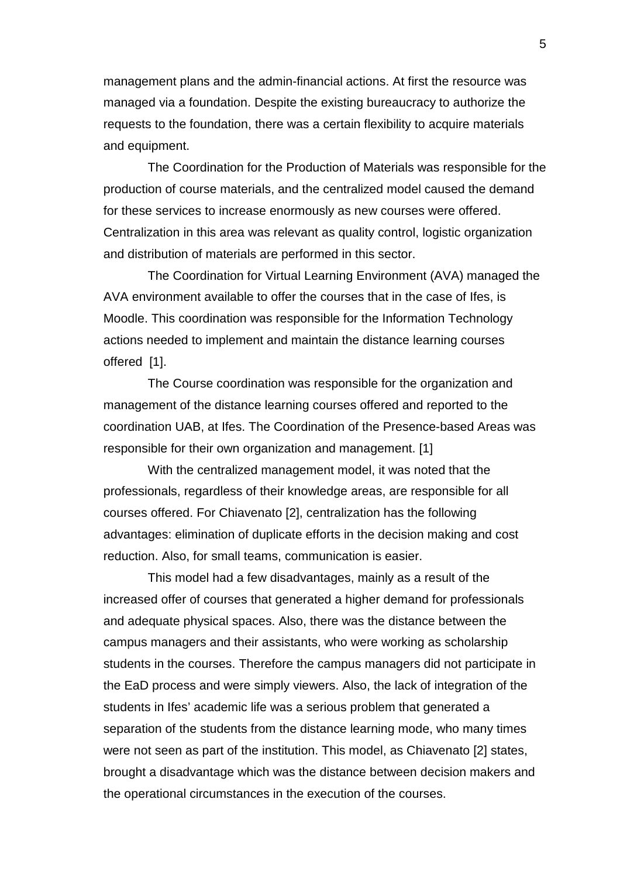management plans and the admin-financial actions. At first the resource was managed via a foundation. Despite the existing bureaucracy to authorize the requests to the foundation, there was a certain flexibility to acquire materials and equipment.

The Coordination for the Production of Materials was responsible for the production of course materials, and the centralized model caused the demand for these services to increase enormously as new courses were offered. Centralization in this area was relevant as quality control, logistic organization and distribution of materials are performed in this sector.

The Coordination for Virtual Learning Environment (AVA) managed the AVA environment available to offer the courses that in the case of Ifes, is Moodle. This coordination was responsible for the Information Technology actions needed to implement and maintain the distance learning courses offered [1].

The Course coordination was responsible for the organization and management of the distance learning courses offered and reported to the coordination UAB, at Ifes. The Coordination of the Presence-based Areas was responsible for their own organization and management. [1]

With the centralized management model, it was noted that the professionals, regardless of their knowledge areas, are responsible for all courses offered. For Chiavenato [2], centralization has the following advantages: elimination of duplicate efforts in the decision making and cost reduction. Also, for small teams, communication is easier.

This model had a few disadvantages, mainly as a result of the increased offer of courses that generated a higher demand for professionals and adequate physical spaces. Also, there was the distance between the campus managers and their assistants, who were working as scholarship students in the courses. Therefore the campus managers did not participate in the EaD process and were simply viewers. Also, the lack of integration of the students in Ifes' academic life was a serious problem that generated a separation of the students from the distance learning mode, who many times were not seen as part of the institution. This model, as Chiavenato [2] states, brought a disadvantage which was the distance between decision makers and the operational circumstances in the execution of the courses.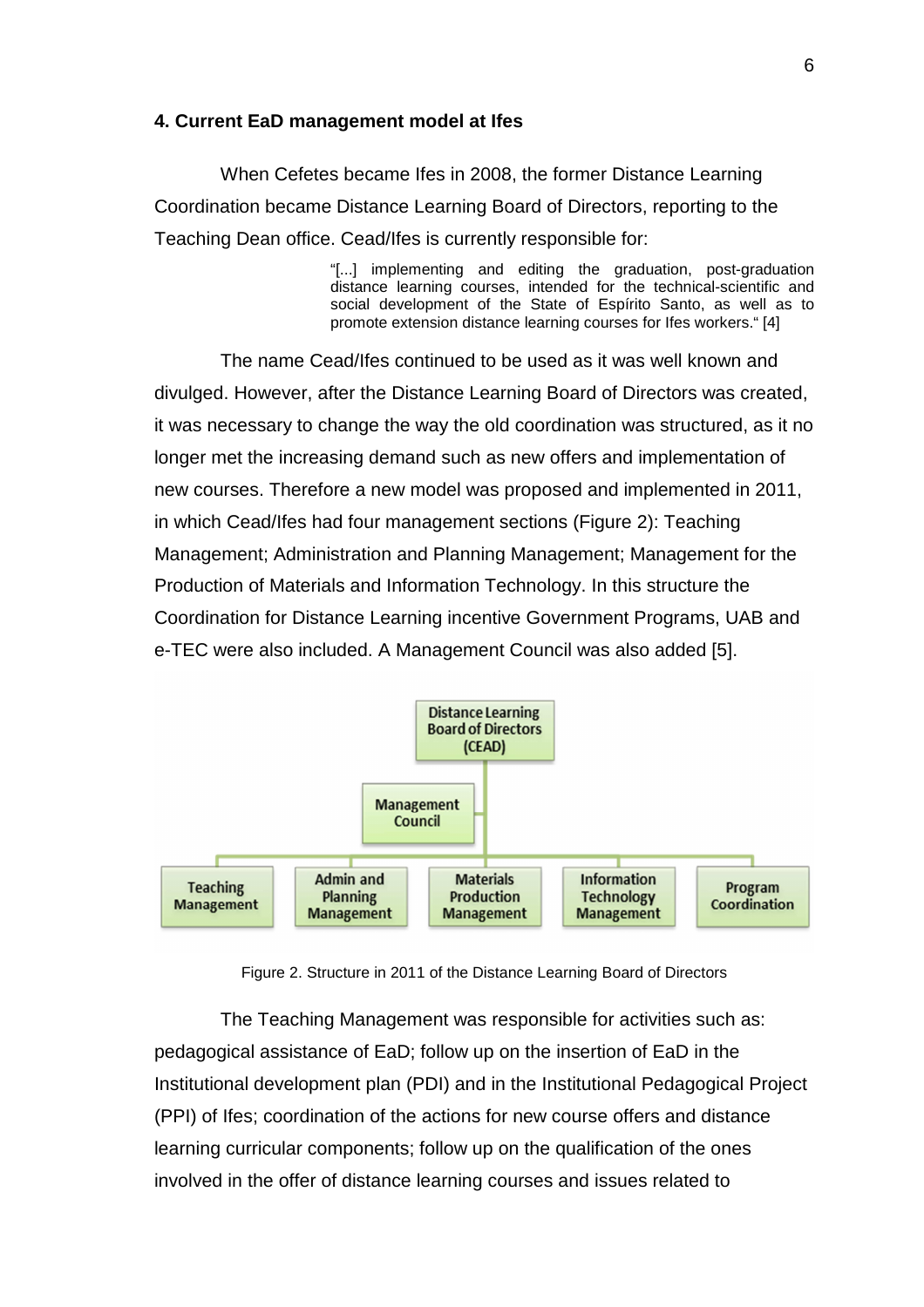## 4. Current EaD management model at Ifes

When Cefetes became Ifes in 2008, the former Distance Learning Coordination became Distance Learning Board of Directors, reporting to the Teaching Dean office. Cead/Ifes is currently responsible for:

> "[...] implementing and editing the graduation, post-graduation distance learning courses, intended for the technical-scientific and social development of the State of Espírito Santo, as well as to promote extension distance learning courses for Ifes workers." [4]

The name Cead/Ifes continued to be used as it was well known and divulged. However, after the Distance Learning Board of Directors was created, it was necessary to change the way the old coordination was structured, as it no longer met the increasing demand such as new offers and implementation of new courses. Therefore a new model was proposed and implemented in 2011, in which Cead/Ifes had four management sections (Figure 2): Teaching Management; Administration and Planning Management; Management for the Production of Materials and Information Technology. In this structure the Coordination for Distance Learning incentive Government Programs, UAB and e-TEC were also included. A Management Council was also added [5].

Distance Learning Board of Directors (CEAD)

Management Council

Teaching Management | Admin and Planning Management | Materials Production Management | Information Technology Management | Program Coordination

Figure 2. Structure in 2011 of the Distance Learning Board of Directors

The Teaching Management was responsible for activities such as: pedagogical assistance of EaD; follow up on the insertion of EaD in the Institutional development plan (PDI) and in the Institutional Pedagogical Project (PPI) of Ifes; coordination of the actions for new course offers and distance learning curricular components; follow up on the qualification of the ones involved in the offer of distance learning courses and issues related to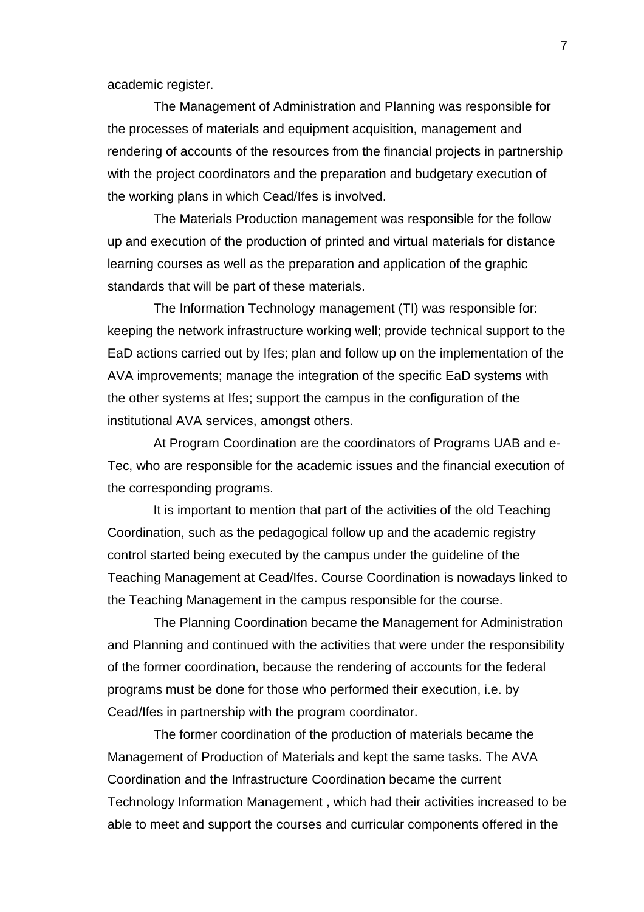academic register.

The Management of Administration and Planning was responsible for the processes of materials and equipment acquisition, management and rendering of accounts of the resources from the financial projects in partnership with the project coordinators and the preparation and budgetary execution of the working plans in which Cead/Ifes is involved.

The Materials Production management was responsible for the follow up and execution of the production of printed and virtual materials for distance learning courses as well as the preparation and application of the graphic standards that will be part of these materials.

The Information Technology management (TI) was responsible for: keeping the network infrastructure working well; provide technical support to the EaD actions carried out by Ifes; plan and follow up on the implementation of the AVA improvements; manage the integration of the specific EaD systems with the other systems at Ifes; support the campus in the configuration of the institutional AVA services, amongst others.

At Program Coordination are the coordinators of Programs UAB and e-Tec, who are responsible for the academic issues and the financial execution of the corresponding programs.

It is important to mention that part of the activities of the old Teaching Coordination, such as the pedagogical follow up and the academic registry control started being executed by the campus under the guideline of the Teaching Management at Cead/Ifes. Course Coordination is nowadays linked to the Teaching Management in the campus responsible for the course.

The Planning Coordination became the Management for Administration and Planning and continued with the activities that were under the responsibility of the former coordination, because the rendering of accounts for the federal programs must be done for those who performed their execution, i.e. by Cead/Ifes in partnership with the program coordinator.

The former coordination of the production of materials became the Management of Production of Materials and kept the same tasks. The AVA Coordination and the Infrastructure Coordination became the current Technology Information Management , which had their activities increased to be able to meet and support the courses and curricular components offered in the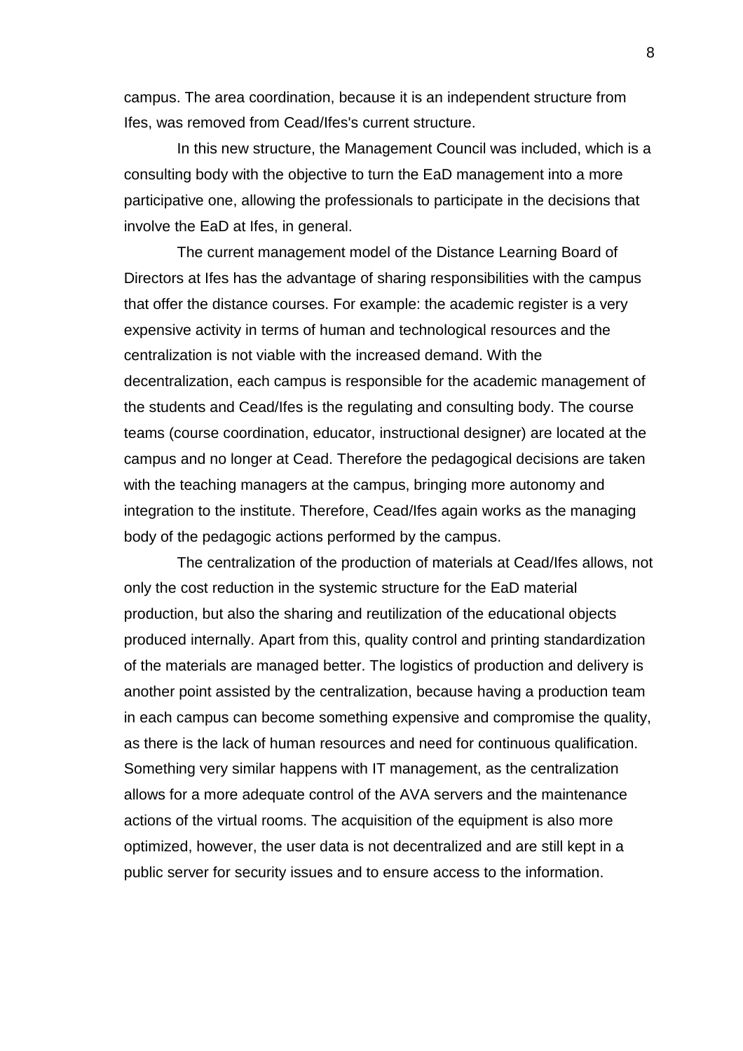campus. The area coordination, because it is an independent structure from Ifes, was removed from Cead/Ifes's current structure.

In this new structure, the Management Council was included, which is a consulting body with the objective to turn the EaD management into a more participative one, allowing the professionals to participate in the decisions that involve the EaD at Ifes, in general.

The current management model of the Distance Learning Board of Directors at Ifes has the advantage of sharing responsibilities with the campus that offer the distance courses. For example: the academic register is a very expensive activity in terms of human and technological resources and the centralization is not viable with the increased demand. With the decentralization, each campus is responsible for the academic management of the students and Cead/Ifes is the regulating and consulting body. The course teams (course coordination, educator, instructional designer) are located at the campus and no longer at Cead. Therefore the pedagogical decisions are taken with the teaching managers at the campus, bringing more autonomy and integration to the institute. Therefore, Cead/Ifes again works as the managing body of the pedagogic actions performed by the campus.

The centralization of the production of materials at Cead/Ifes allows, not only the cost reduction in the systemic structure for the EaD material production, but also the sharing and reutilization of the educational objects produced internally. Apart from this, quality control and printing standardization of the materials are managed better. The logistics of production and delivery is another point assisted by the centralization, because having a production team in each campus can become something expensive and compromise the quality, as there is the lack of human resources and need for continuous qualification. Something very similar happens with IT management, as the centralization allows for a more adequate control of the AVA servers and the maintenance actions of the virtual rooms. The acquisition of the equipment is also more optimized, however, the user data is not decentralized and are still kept in a public server for security issues and to ensure access to the information.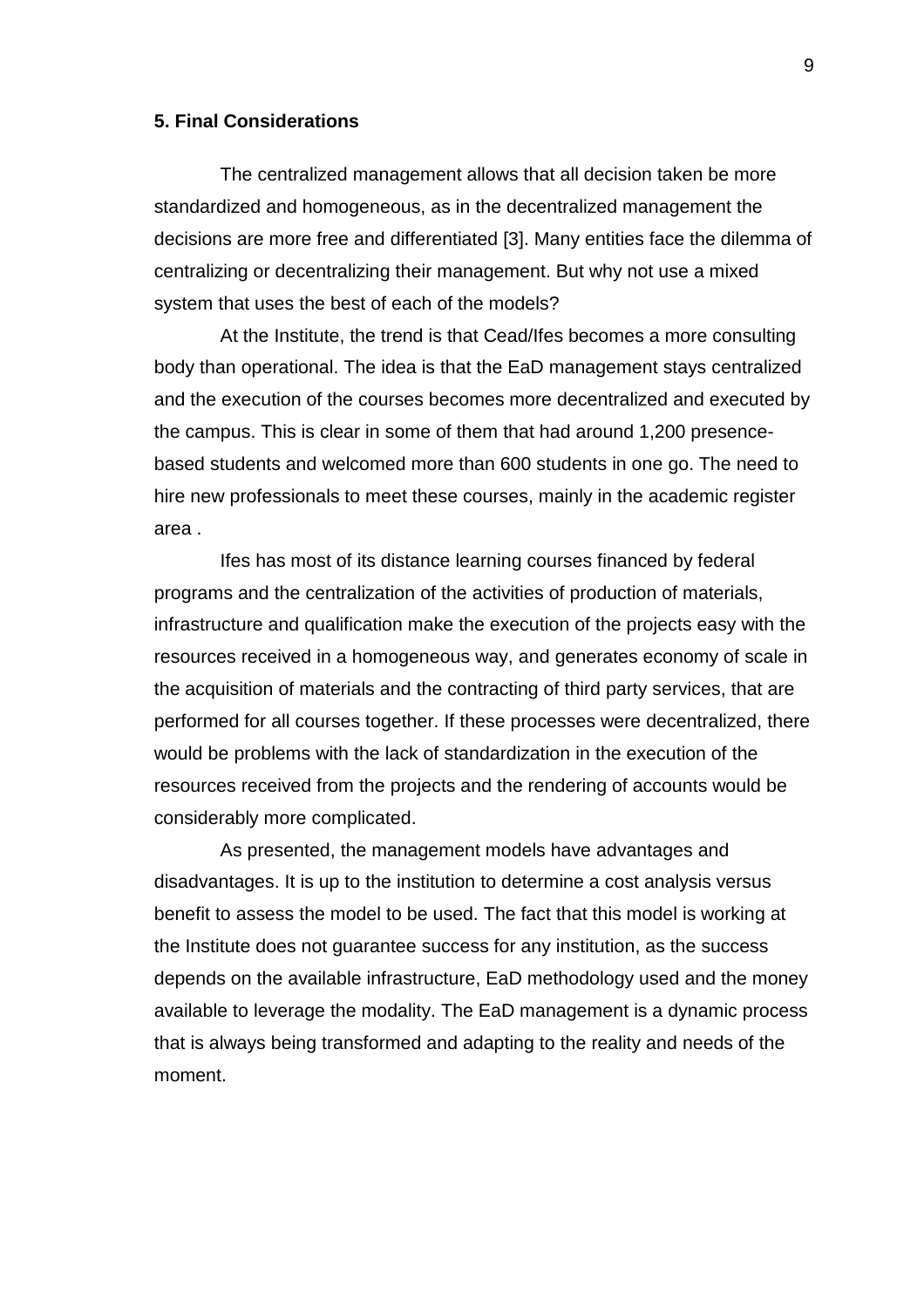## 5. Final Considerations

The centralized management allows that all decision taken be more standardized and homogeneous, as in the decentralized management the decisions are more free and differentiated [3]. Many entities face the dilemma of centralizing or decentralizing their management. But why not use a mixed system that uses the best of each of the models?

At the Institute, the trend is that Cead/Ifes becomes a more consulting body than operational. The idea is that the EaD management stays centralized and the execution of the courses becomes more decentralized and executed by the campus. This is clear in some of them that had around 1,200 presence-based students and welcomed more than 600 students in one go. The need to hire new professionals to meet these courses, mainly in the academic register area .

Ifes has most of its distance learning courses financed by federal programs and the centralization of the activities of production of materials, infrastructure and qualification make the execution of the projects easy with the resources received in a homogeneous way, and generates economy of scale in the acquisition of materials and the contracting of third party services, that are performed for all courses together. If these processes were decentralized, there would be problems with the lack of standardization in the execution of the resources received from the projects and the rendering of accounts would be considerably more complicated.

As presented, the management models have advantages and disadvantages. It is up to the institution to determine a cost analysis versus benefit to assess the model to be used. The fact that this model is working at the Institute does not guarantee success for any institution, as the success depends on the available infrastructure, EaD methodology used and the money available to leverage the modality. The EaD management is a dynamic process that is always being transformed and adapting to the reality and needs of the moment.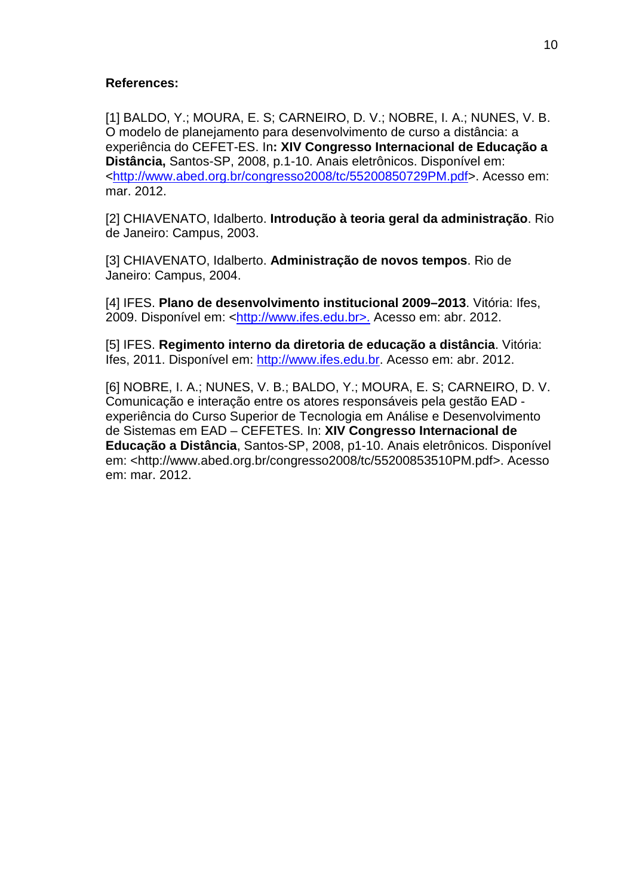**References:**

[1] BALDO, Y.; MOURA, E. S; CARNEIRO, D. V.; NOBRE, I. A.; NUNES, V. B. O modelo de planejamento para desenvolvimento de curso a distância: a experiência do CEFET-ES. In**: XIV Congresso Internacional de Educação a Distância,** Santos-SP, 2008, p.1-10. Anais eletrônicos. Disponível em: <http://www.abed.org.br/congresso2008/tc/55200850729PM.pdf>. Acesso em: mar. 2012.

[2] CHIAVENATO, Idalberto. **Introdução à teoria geral da administração**. Rio de Janeiro: Campus, 2003.

[3] CHIAVENATO, Idalberto. **Administração de novos tempos**. Rio de Janeiro: Campus, 2004.

[4] IFES. **Plano de desenvolvimento institucional 2009–2013**. Vitória: Ifes, 2009. Disponível em: <http://www.ifes.edu.br>. Acesso em: abr. 2012.

[5] IFES. **Regimento interno da diretoria de educação a distância**. Vitória: Ifes, 2011. Disponível em: http://www.ifes.edu.br. Acesso em: abr. 2012.

[6] NOBRE, I. A.; NUNES, V. B.; BALDO, Y.; MOURA, E. S; CARNEIRO, D. V. Comunicação e interação entre os atores responsáveis pela gestão EAD - experiência do Curso Superior de Tecnologia em Análise e Desenvolvimento de Sistemas em EAD – CEFETES. In: **XIV Congresso Internacional de Educação a Distância**, Santos-SP, 2008, p1-10. Anais eletrônicos. Disponível em: <http://www.abed.org.br/congresso2008/tc/55200853510PM.pdf>. Acesso em: mar. 2012.